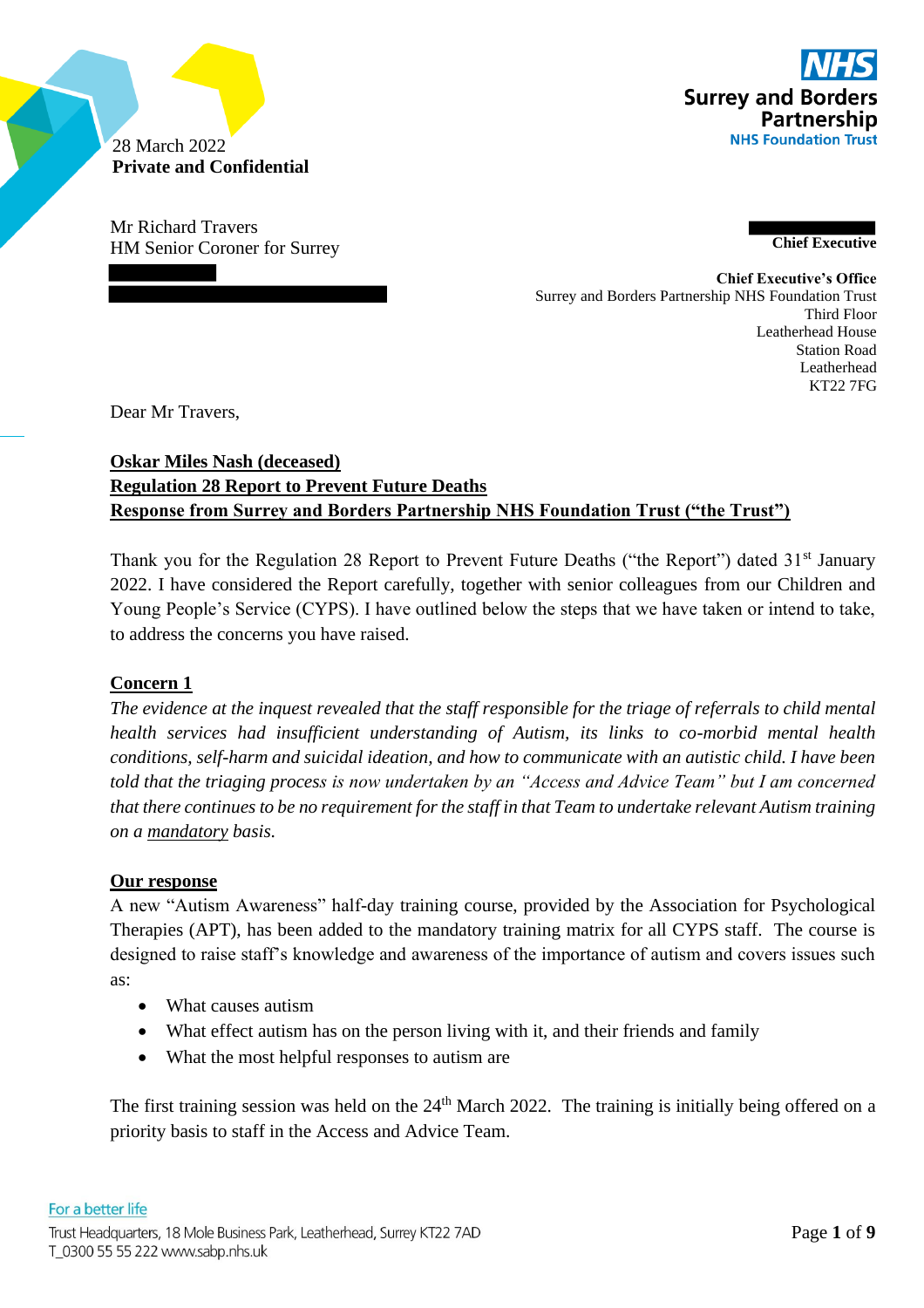28 March 2022
**Private and Confidential**

**Surrey and Borders Partnership**
**NHS Foundation Trust**

Mr Richard Travers
HM Senior Coroner for Surrey

**Chief Executive**

**Chief Executive's Office**
Surrey and Borders Partnership NHS Foundation Trust
Third Floor
Leatherhead House
Station Road
Leatherhead
KT22 7FG

Dear Mr Travers,

**Oskar Miles Nash (deceased)**
**Regulation 28 Report to Prevent Future Deaths**
**Response from Surrey and Borders Partnership NHS Foundation Trust ("the Trust")**

Thank you for the Regulation 28 Report to Prevent Future Deaths ("the Report") dated 31st January 2022. I have considered the Report carefully, together with senior colleagues from our Children and Young People's Service (CYPS). I have outlined below the steps that we have taken or intend to take, to address the concerns you have raised.

**Concern 1**

*The evidence at the inquest revealed that the staff responsible for the triage of referrals to child mental health services had insufficient understanding of Autism, its links to co-morbid mental health conditions, self-harm and suicidal ideation, and how to communicate with an autistic child. I have been told that the triaging process is now undertaken by an "Access and Advice Team" but I am concerned that there continues to be no requirement for the staff in that Team to undertake relevant Autism training on a mandatory basis.*

**Our response**

A new "Autism Awareness" half-day training course, provided by the Association for Psychological Therapies (APT), has been added to the mandatory training matrix for all CYPS staff. The course is designed to raise staff's knowledge and awareness of the importance of autism and covers issues such as:

- What causes autism
- What effect autism has on the person living with it, and their friends and family
- What the most helpful responses to autism are

The first training session was held on the 24th March 2022. The training is initially being offered on a priority basis to staff in the Access and Advice Team.

For a better life
Trust Headquarters, 18 Mole Business Park, Leatherhead, Surrey KT22 7AD
T_0300 55 55 222 www.sabp.nhs.uk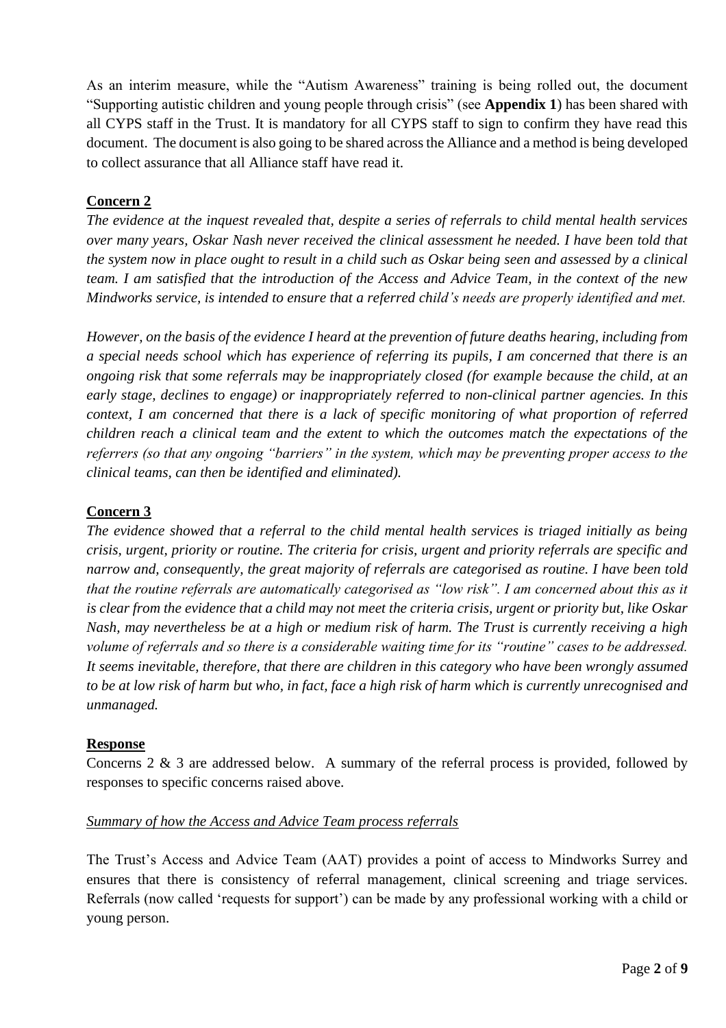As an interim measure, while the "Autism Awareness" training is being rolled out, the document "Supporting autistic children and young people through crisis" (see **Appendix 1**) has been shared with all CYPS staff in the Trust. It is mandatory for all CYPS staff to sign to confirm they have read this document. The document is also going to be shared across the Alliance and a method is being developed to collect assurance that all Alliance staff have read it.

**Concern 2**

*The evidence at the inquest revealed that, despite a series of referrals to child mental health services over many years, Oskar Nash never received the clinical assessment he needed. I have been told that the system now in place ought to result in a child such as Oskar being seen and assessed by a clinical team. I am satisfied that the introduction of the Access and Advice Team, in the context of the new Mindworks service, is intended to ensure that a referred child's needs are properly identified and met.*

*However, on the basis of the evidence I heard at the prevention of future deaths hearing, including from a special needs school which has experience of referring its pupils, I am concerned that there is an ongoing risk that some referrals may be inappropriately closed (for example because the child, at an early stage, declines to engage) or inappropriately referred to non-clinical partner agencies. In this context, I am concerned that there is a lack of specific monitoring of what proportion of referred children reach a clinical team and the extent to which the outcomes match the expectations of the referrers (so that any ongoing "barriers" in the system, which may be preventing proper access to the clinical teams, can then be identified and eliminated).*

**Concern 3**

*The evidence showed that a referral to the child mental health services is triaged initially as being crisis, urgent, priority or routine. The criteria for crisis, urgent and priority referrals are specific and narrow and, consequently, the great majority of referrals are categorised as routine. I have been told that the routine referrals are automatically categorised as "low risk". I am concerned about this as it is clear from the evidence that a child may not meet the criteria crisis, urgent or priority but, like Oskar Nash, may nevertheless be at a high or medium risk of harm. The Trust is currently receiving a high volume of referrals and so there is a considerable waiting time for its "routine" cases to be addressed. It seems inevitable, therefore, that there are children in this category who have been wrongly assumed to be at low risk of harm but who, in fact, face a high risk of harm which is currently unrecognised and unmanaged.*

**Response**

Concerns 2 & 3 are addressed below. A summary of the referral process is provided, followed by responses to specific concerns raised above.

*Summary of how the Access and Advice Team process referrals*

The Trust's Access and Advice Team (AAT) provides a point of access to Mindworks Surrey and ensures that there is consistency of referral management, clinical screening and triage services. Referrals (now called 'requests for support') can be made by any professional working with a child or young person.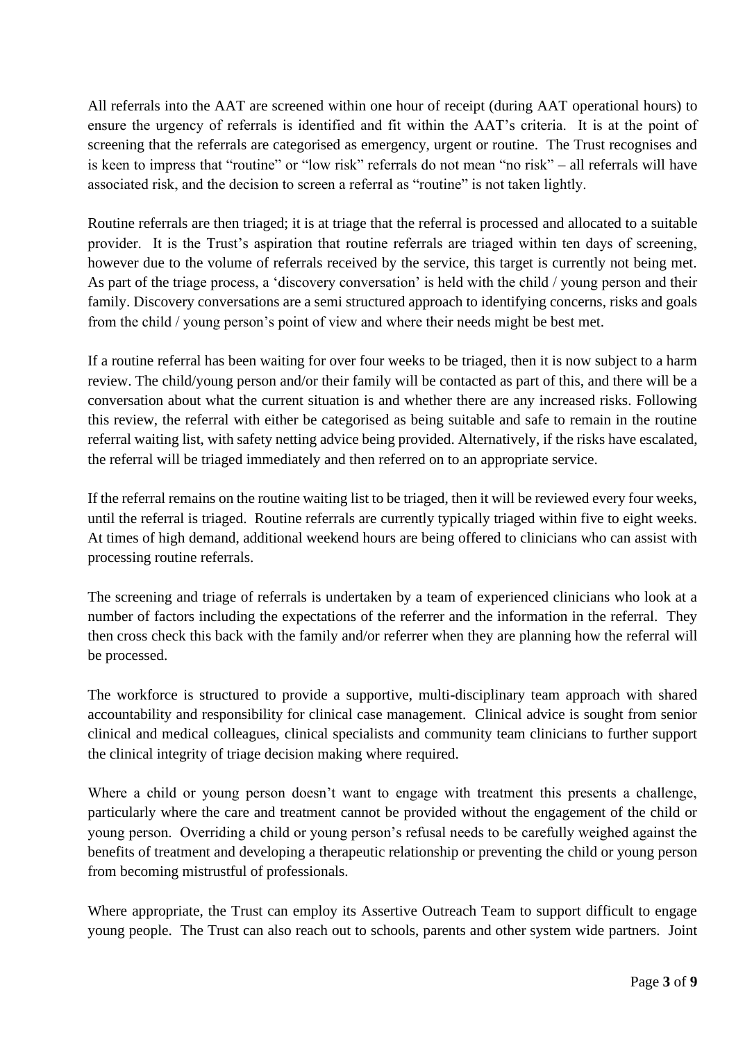All referrals into the AAT are screened within one hour of receipt (during AAT operational hours) to ensure the urgency of referrals is identified and fit within the AAT's criteria. It is at the point of screening that the referrals are categorised as emergency, urgent or routine. The Trust recognises and is keen to impress that "routine" or "low risk" referrals do not mean "no risk" – all referrals will have associated risk, and the decision to screen a referral as "routine" is not taken lightly.

Routine referrals are then triaged; it is at triage that the referral is processed and allocated to a suitable provider. It is the Trust's aspiration that routine referrals are triaged within ten days of screening, however due to the volume of referrals received by the service, this target is currently not being met. As part of the triage process, a 'discovery conversation' is held with the child / young person and their family. Discovery conversations are a semi structured approach to identifying concerns, risks and goals from the child / young person's point of view and where their needs might be best met.

If a routine referral has been waiting for over four weeks to be triaged, then it is now subject to a harm review. The child/young person and/or their family will be contacted as part of this, and there will be a conversation about what the current situation is and whether there are any increased risks. Following this review, the referral with either be categorised as being suitable and safe to remain in the routine referral waiting list, with safety netting advice being provided. Alternatively, if the risks have escalated, the referral will be triaged immediately and then referred on to an appropriate service.

If the referral remains on the routine waiting list to be triaged, then it will be reviewed every four weeks, until the referral is triaged. Routine referrals are currently typically triaged within five to eight weeks. At times of high demand, additional weekend hours are being offered to clinicians who can assist with processing routine referrals.

The screening and triage of referrals is undertaken by a team of experienced clinicians who look at a number of factors including the expectations of the referrer and the information in the referral. They then cross check this back with the family and/or referrer when they are planning how the referral will be processed.

The workforce is structured to provide a supportive, multi-disciplinary team approach with shared accountability and responsibility for clinical case management. Clinical advice is sought from senior clinical and medical colleagues, clinical specialists and community team clinicians to further support the clinical integrity of triage decision making where required.

Where a child or young person doesn't want to engage with treatment this presents a challenge, particularly where the care and treatment cannot be provided without the engagement of the child or young person. Overriding a child or young person's refusal needs to be carefully weighed against the benefits of treatment and developing a therapeutic relationship or preventing the child or young person from becoming mistrustful of professionals.

Where appropriate, the Trust can employ its Assertive Outreach Team to support difficult to engage young people. The Trust can also reach out to schools, parents and other system wide partners. Joint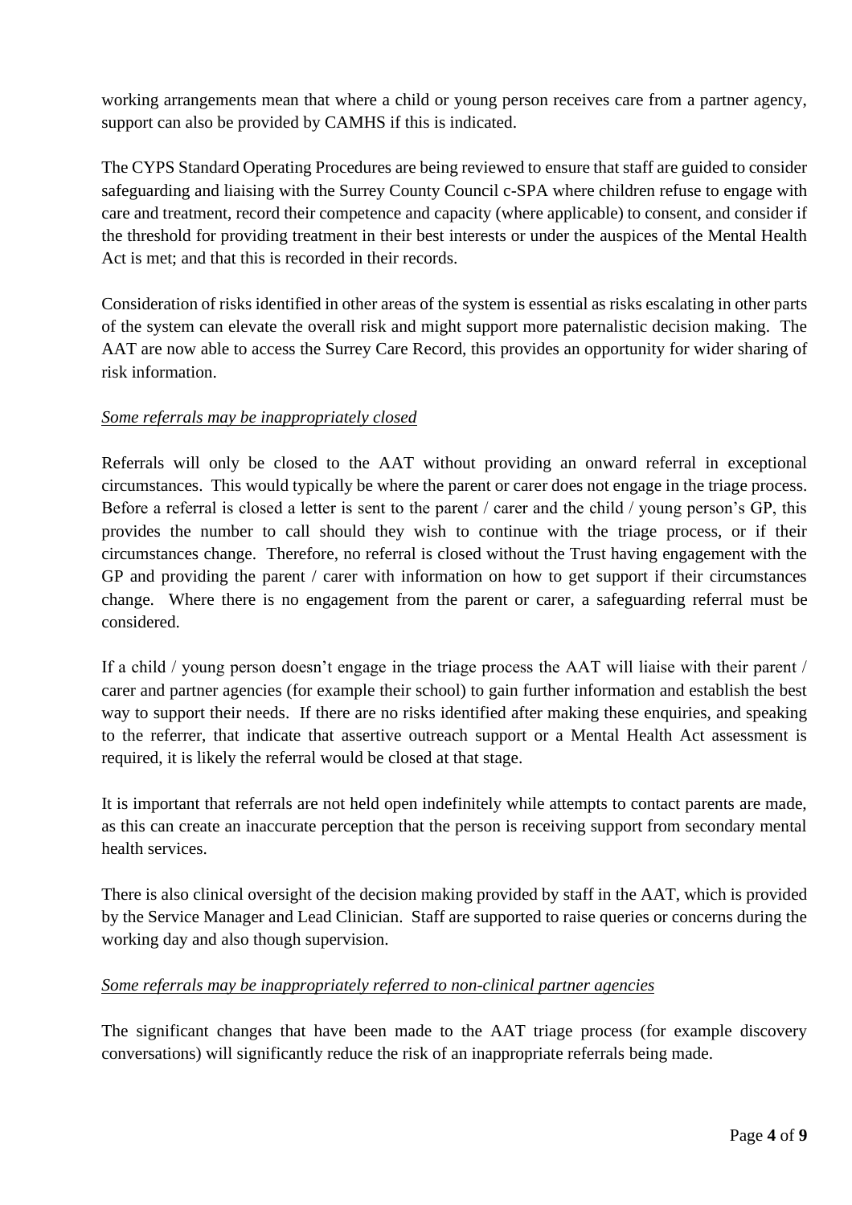working arrangements mean that where a child or young person receives care from a partner agency, support can also be provided by CAMHS if this is indicated.

The CYPS Standard Operating Procedures are being reviewed to ensure that staff are guided to consider safeguarding and liaising with the Surrey County Council c-SPA where children refuse to engage with care and treatment, record their competence and capacity (where applicable) to consent, and consider if the threshold for providing treatment in their best interests or under the auspices of the Mental Health Act is met; and that this is recorded in their records.

Consideration of risks identified in other areas of the system is essential as risks escalating in other parts of the system can elevate the overall risk and might support more paternalistic decision making. The AAT are now able to access the Surrey Care Record, this provides an opportunity for wider sharing of risk information.

*Some referrals may be inappropriately closed*

Referrals will only be closed to the AAT without providing an onward referral in exceptional circumstances. This would typically be where the parent or carer does not engage in the triage process. Before a referral is closed a letter is sent to the parent / carer and the child / young person's GP, this provides the number to call should they wish to continue with the triage process, or if their circumstances change. Therefore, no referral is closed without the Trust having engagement with the GP and providing the parent / carer with information on how to get support if their circumstances change. Where there is no engagement from the parent or carer, a safeguarding referral must be considered.

If a child / young person doesn't engage in the triage process the AAT will liaise with their parent / carer and partner agencies (for example their school) to gain further information and establish the best way to support their needs. If there are no risks identified after making these enquiries, and speaking to the referrer, that indicate that assertive outreach support or a Mental Health Act assessment is required, it is likely the referral would be closed at that stage.

It is important that referrals are not held open indefinitely while attempts to contact parents are made, as this can create an inaccurate perception that the person is receiving support from secondary mental health services.

There is also clinical oversight of the decision making provided by staff in the AAT, which is provided by the Service Manager and Lead Clinician. Staff are supported to raise queries or concerns during the working day and also though supervision.

*Some referrals may be inappropriately referred to non-clinical partner agencies*

The significant changes that have been made to the AAT triage process (for example discovery conversations) will significantly reduce the risk of an inappropriate referrals being made.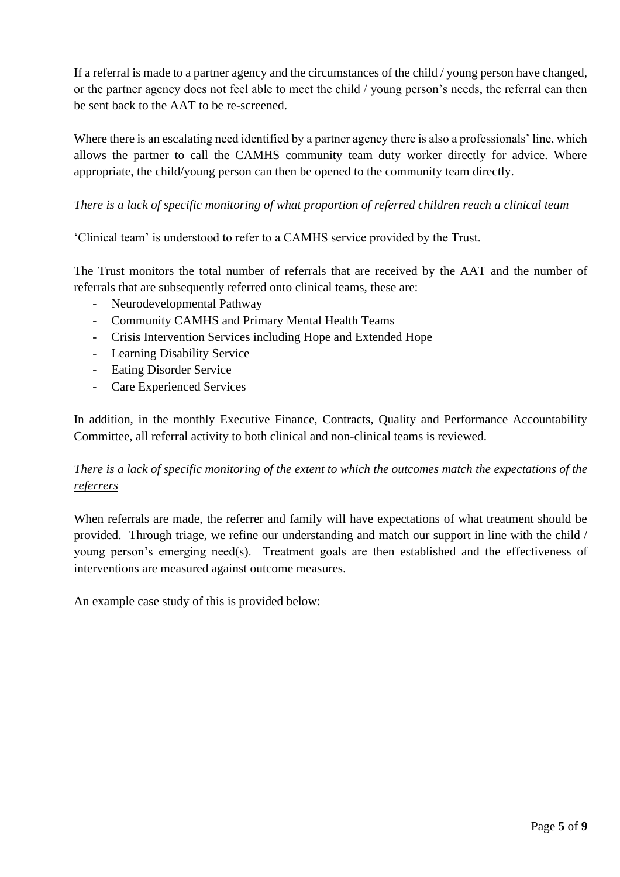If a referral is made to a partner agency and the circumstances of the child / young person have changed, or the partner agency does not feel able to meet the child / young person's needs, the referral can then be sent back to the AAT to be re-screened.

Where there is an escalating need identified by a partner agency there is also a professionals' line, which allows the partner to call the CAMHS community team duty worker directly for advice. Where appropriate, the child/young person can then be opened to the community team directly.

<u>*There is a lack of specific monitoring of what proportion of referred children reach a clinical team*</u>

'Clinical team' is understood to refer to a CAMHS service provided by the Trust.

The Trust monitors the total number of referrals that are received by the AAT and the number of referrals that are subsequently referred onto clinical teams, these are:

- Neurodevelopmental Pathway
- Community CAMHS and Primary Mental Health Teams
- Crisis Intervention Services including Hope and Extended Hope
- Learning Disability Service
- Eating Disorder Service
- Care Experienced Services

In addition, in the monthly Executive Finance, Contracts, Quality and Performance Accountability Committee, all referral activity to both clinical and non-clinical teams is reviewed.

<u>*There is a lack of specific monitoring of the extent to which the outcomes match the expectations of the referrers*</u>

When referrals are made, the referrer and family will have expectations of what treatment should be provided. Through triage, we refine our understanding and match our support in line with the child / young person's emerging need(s). Treatment goals are then established and the effectiveness of interventions are measured against outcome measures.

An example case study of this is provided below: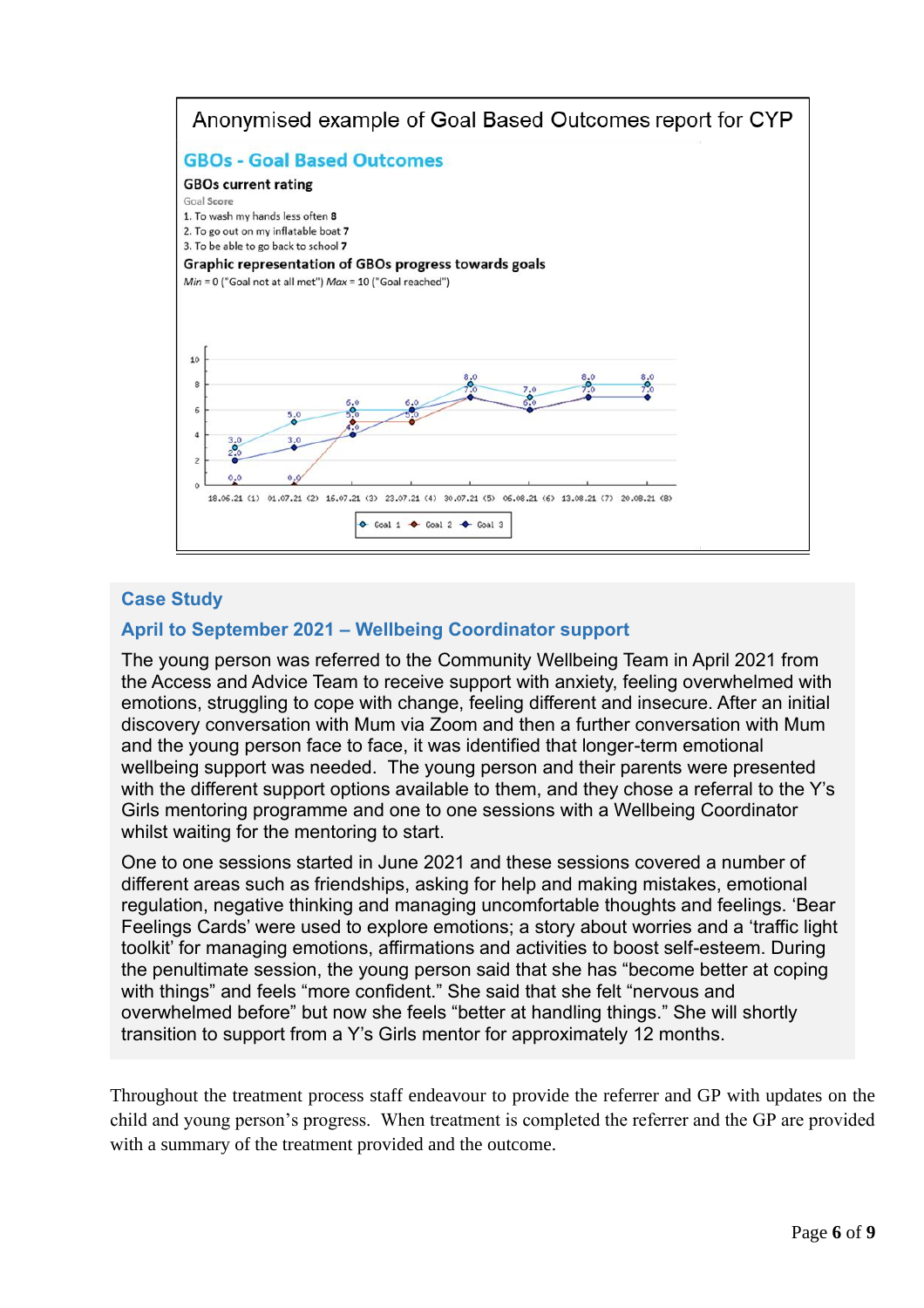Anonymised example of Goal Based Outcomes report for CYP

## GBOs - Goal Based Outcomes

**GBOs current rating**

Goal **Score**

1. To wash my hands less often **8**
2. To go out on my inflatable boat **7**
3. To be able to go back to school **7**

**Graphic representation of GBOs progress towards goals**

*Min* = 0 ("Goal not at all met") *Max* = 10 ("Goal reached")

| Date | Goal 1 | Goal 2 | Goal 3 |
|---|---|---|---|
| 18.06.21 (1) | 3.0 | 0.0 | 2.0 |
| 01.07.21 (2) | 5.0 | 0.0 | 3.0 |
| 15.07.21 (3) | 6.0 | 5.0 | 4.0 |
| 23.07.21 (4) | 6.0 | 5.0 | 6.0 |
| 30.07.21 (5) | 8.0 | 7.0 | 7.0 |
| 06.08.21 (6) | 7.0 | 6.0 | 6.0 |
| 13.08.21 (7) | 8.0 | 7.0 | 7.0 |
| 20.08.21 (8) | 8.0 | 7.0 | 7.0 |

### Case Study

### April to September 2021 – Wellbeing Coordinator support

The young person was referred to the Community Wellbeing Team in April 2021 from the Access and Advice Team to receive support with anxiety, feeling overwhelmed with emotions, struggling to cope with change, feeling different and insecure. After an initial discovery conversation with Mum via Zoom and then a further conversation with Mum and the young person face to face, it was identified that longer-term emotional wellbeing support was needed. The young person and their parents were presented with the different support options available to them, and they chose a referral to the Y's Girls mentoring programme and one to one sessions with a Wellbeing Coordinator whilst waiting for the mentoring to start.

One to one sessions started in June 2021 and these sessions covered a number of different areas such as friendships, asking for help and making mistakes, emotional regulation, negative thinking and managing uncomfortable thoughts and feelings. 'Bear Feelings Cards' were used to explore emotions; a story about worries and a 'traffic light toolkit' for managing emotions, affirmations and activities to boost self-esteem. During the penultimate session, the young person said that she has "become better at coping with things" and feels "more confident." She said that she felt "nervous and overwhelmed before" but now she feels "better at handling things." She will shortly transition to support from a Y's Girls mentor for approximately 12 months.

Throughout the treatment process staff endeavour to provide the referrer and GP with updates on the child and young person's progress. When treatment is completed the referrer and the GP are provided with a summary of the treatment provided and the outcome.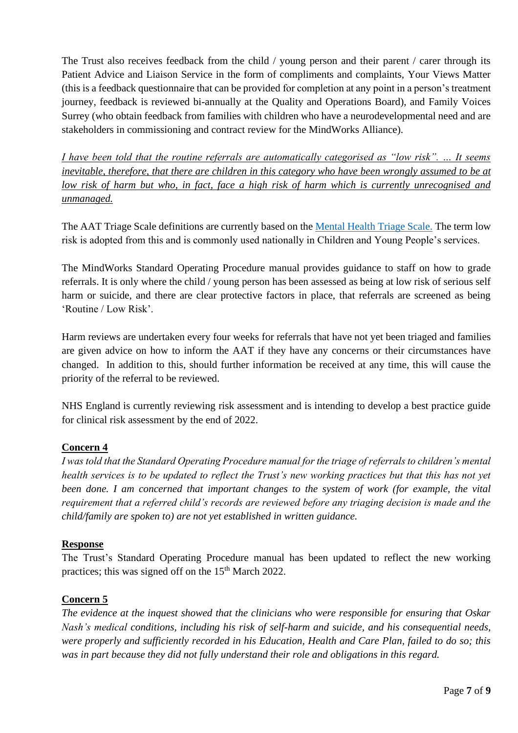The Trust also receives feedback from the child / young person and their parent / carer through its Patient Advice and Liaison Service in the form of compliments and complaints, Your Views Matter (this is a feedback questionnaire that can be provided for completion at any point in a person's treatment journey, feedback is reviewed bi-annually at the Quality and Operations Board), and Family Voices Surrey (who obtain feedback from families with children who have a neurodevelopmental need and are stakeholders in commissioning and contract review for the MindWorks Alliance).

*I have been told that the routine referrals are automatically categorised as "low risk". ... It seems inevitable, therefore, that there are children in this category who have been wrongly assumed to be at low risk of harm but who, in fact, face a high risk of harm which is currently unrecognised and unmanaged.*

The AAT Triage Scale definitions are currently based on the Mental Health Triage Scale. The term low risk is adopted from this and is commonly used nationally in Children and Young People's services.

The MindWorks Standard Operating Procedure manual provides guidance to staff on how to grade referrals. It is only where the child / young person has been assessed as being at low risk of serious self harm or suicide, and there are clear protective factors in place, that referrals are screened as being 'Routine / Low Risk'.

Harm reviews are undertaken every four weeks for referrals that have not yet been triaged and families are given advice on how to inform the AAT if they have any concerns or their circumstances have changed. In addition to this, should further information be received at any time, this will cause the priority of the referral to be reviewed.

NHS England is currently reviewing risk assessment and is intending to develop a best practice guide for clinical risk assessment by the end of 2022.

**Concern 4**

*I was told that the Standard Operating Procedure manual for the triage of referrals to children's mental health services is to be updated to reflect the Trust's new working practices but that this has not yet been done. I am concerned that important changes to the system of work (for example, the vital requirement that a referred child's records are reviewed before any triaging decision is made and the child/family are spoken to) are not yet established in written guidance.*

**Response**

The Trust's Standard Operating Procedure manual has been updated to reflect the new working practices; this was signed off on the 15th March 2022.

**Concern 5**

*The evidence at the inquest showed that the clinicians who were responsible for ensuring that Oskar Nash's medical conditions, including his risk of self-harm and suicide, and his consequential needs, were properly and sufficiently recorded in his Education, Health and Care Plan, failed to do so; this was in part because they did not fully understand their role and obligations in this regard.*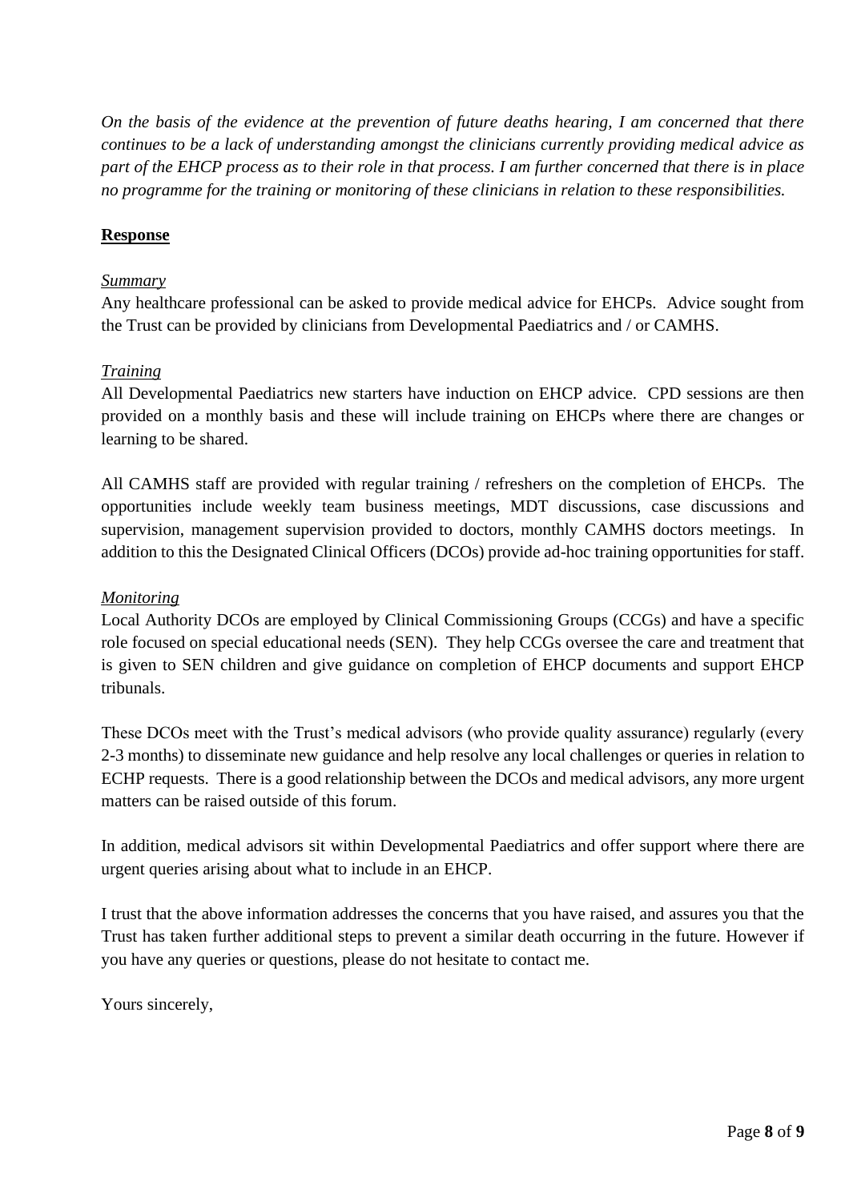*On the basis of the evidence at the prevention of future deaths hearing, I am concerned that there continues to be a lack of understanding amongst the clinicians currently providing medical advice as part of the EHCP process as to their role in that process. I am further concerned that there is in place no programme for the training or monitoring of these clinicians in relation to these responsibilities.*

**Response**

*Summary*

Any healthcare professional can be asked to provide medical advice for EHCPs. Advice sought from the Trust can be provided by clinicians from Developmental Paediatrics and / or CAMHS.

*Training*

All Developmental Paediatrics new starters have induction on EHCP advice. CPD sessions are then provided on a monthly basis and these will include training on EHCPs where there are changes or learning to be shared.

All CAMHS staff are provided with regular training / refreshers on the completion of EHCPs. The opportunities include weekly team business meetings, MDT discussions, case discussions and supervision, management supervision provided to doctors, monthly CAMHS doctors meetings. In addition to this the Designated Clinical Officers (DCOs) provide ad-hoc training opportunities for staff.

*Monitoring*

Local Authority DCOs are employed by Clinical Commissioning Groups (CCGs) and have a specific role focused on special educational needs (SEN). They help CCGs oversee the care and treatment that is given to SEN children and give guidance on completion of EHCP documents and support EHCP tribunals.

These DCOs meet with the Trust's medical advisors (who provide quality assurance) regularly (every 2-3 months) to disseminate new guidance and help resolve any local challenges or queries in relation to ECHP requests. There is a good relationship between the DCOs and medical advisors, any more urgent matters can be raised outside of this forum.

In addition, medical advisors sit within Developmental Paediatrics and offer support where there are urgent queries arising about what to include in an EHCP.

I trust that the above information addresses the concerns that you have raised, and assures you that the Trust has taken further additional steps to prevent a similar death occurring in the future. However if you have any queries or questions, please do not hesitate to contact me.

Yours sincerely,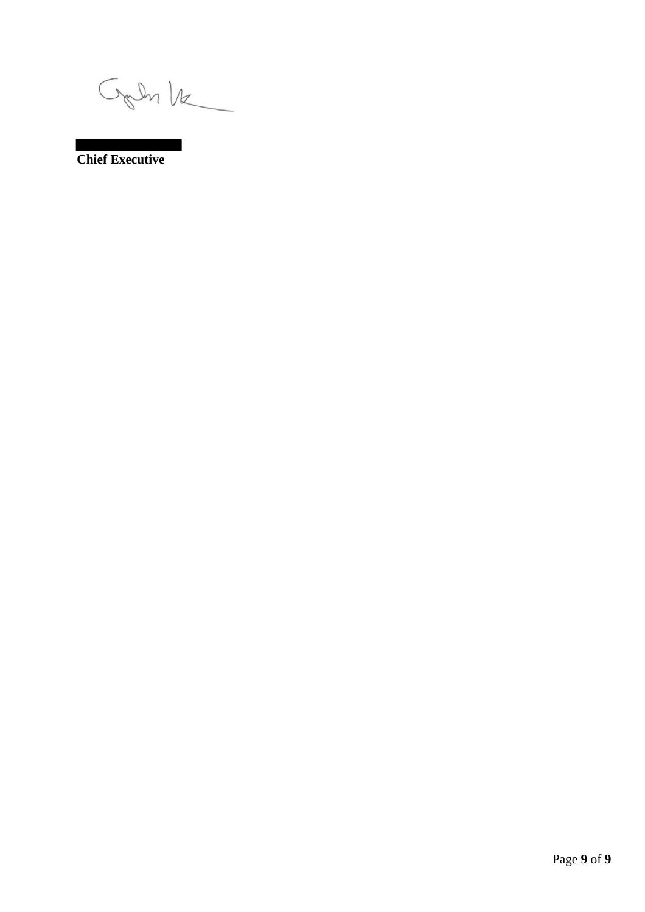**Chief Executive**